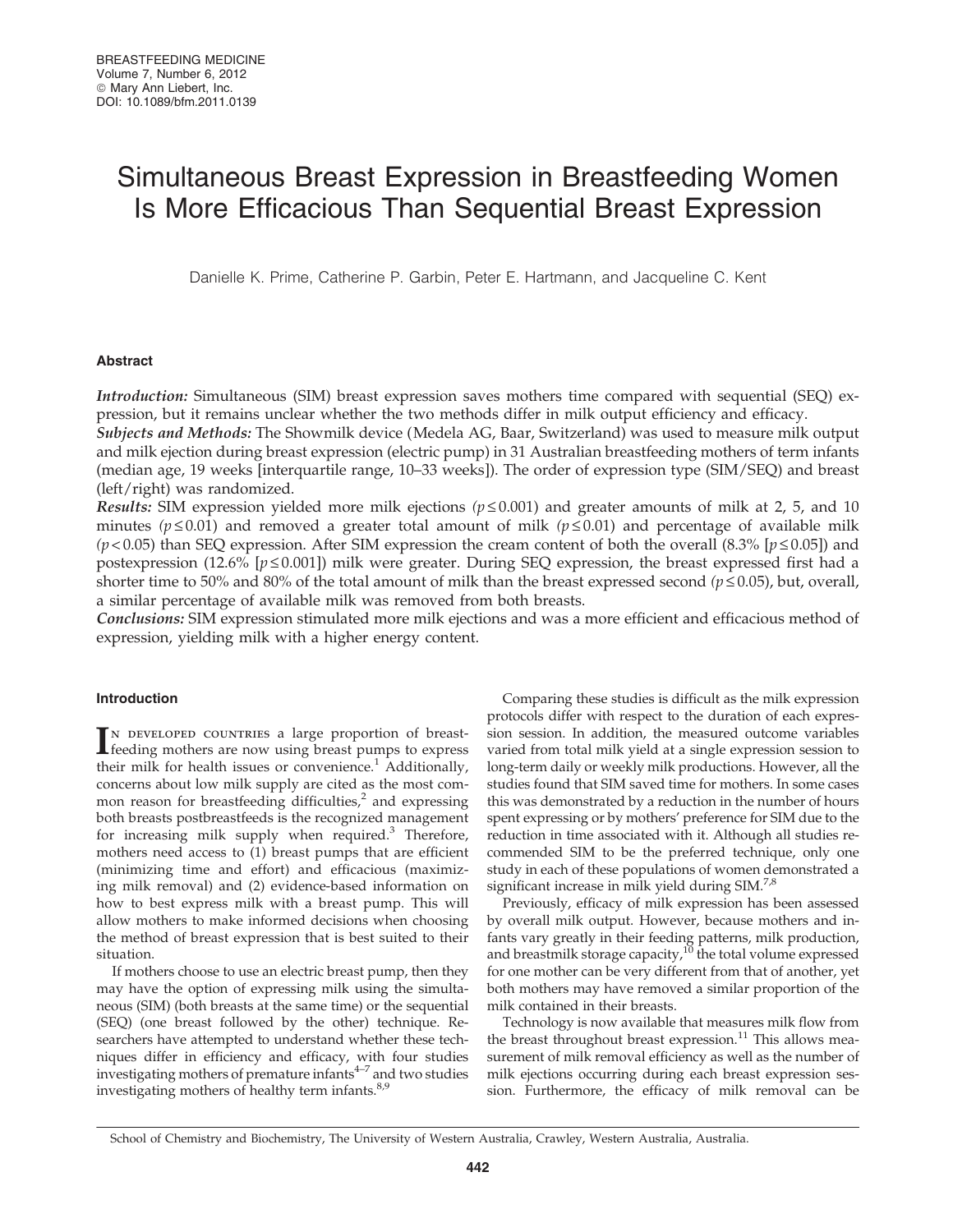# Simultaneous Breast Expression in Breastfeeding Women Is More Efficacious Than Sequential Breast Expression

Danielle K. Prime, Catherine P. Garbin, Peter E. Hartmann, and Jacqueline C. Kent

## Abstract

*Introduction:* Simultaneous (SIM) breast expression saves mothers time compared with sequential (SEQ) expression, but it remains unclear whether the two methods differ in milk output efficiency and efficacy.

*Subjects and Methods:* The Showmilk device (Medela AG, Baar, Switzerland) was used to measure milk output and milk ejection during breast expression (electric pump) in 31 Australian breastfeeding mothers of term infants (median age, 19 weeks [interquartile range, 10–33 weeks]). The order of expression type (SIM/SEQ) and breast (left/right) was randomized.

*Results:* SIM expression yielded more milk ejections ($p \leq 0.001$) and greater amounts of milk at 2, 5, and 10 minutes ($p \leq 0.01$) and removed a greater total amount of milk ($p \leq 0.01$) and percentage of available milk ($p < 0.05$) than SEQ expression. After SIM expression the cream content of both the overall (8.3% [$p \leq 0.05$]) and postexpression (12.6% [$p \leq 0.001$]) milk were greater. During SEQ expression, the breast expressed first had a shorter time to 50% and 80% of the total amount of milk than the breast expressed second ($p \leq 0.05$), but, overall, a similar percentage of available milk was removed from both breasts.

*Conclusions:* SIM expression stimulated more milk ejections and was a more efficient and efficacious method of expression, yielding milk with a higher energy content.

## Introduction

In developed countries a large proportion of breastfeeding mothers are now using breast pumps to express their milk for health issues or convenience.[1] Additionally, concerns about low milk supply are cited as the most common reason for breastfeeding difficulties,[2] and expressing both breasts postbreastfeeds is the recognized management for increasing milk supply when required.[3] Therefore, mothers need access to (1) breast pumps that are efficient (minimizing time and effort) and efficacious (maximizing milk removal) and (2) evidence-based information on how to best express milk with a breast pump. This will allow mothers to make informed decisions when choosing the method of breast expression that is best suited to their situation.

If mothers choose to use an electric breast pump, then they may have the option of expressing milk using the simultaneous (SIM) (both breasts at the same time) or the sequential (SEQ) (one breast followed by the other) technique. Researchers have attempted to understand whether these techniques differ in efficiency and efficacy, with four studies investigating mothers of premature infants[4–7] and two studies investigating mothers of healthy term infants.[8,9]

Comparing these studies is difficult as the milk expression protocols differ with respect to the duration of each expression session. In addition, the measured outcome variables varied from total milk yield at a single expression session to long-term daily or weekly milk productions. However, all the studies found that SIM saved time for mothers. In some cases this was demonstrated by a reduction in the number of hours spent expressing or by mothers' preference for SIM due to the reduction in time associated with it. Although all studies recommended SIM to be the preferred technique, only one study in each of these populations of women demonstrated a significant increase in milk yield during SIM.[7,8]

Previously, efficacy of milk expression has been assessed by overall milk output. However, because mothers and infants vary greatly in their feeding patterns, milk production, and breastmilk storage capacity,[10] the total volume expressed for one mother can be very different from that of another, yet both mothers may have removed a similar proportion of the milk contained in their breasts.

Technology is now available that measures milk flow from the breast throughout breast expression.[11] This allows measurement of milk removal efficiency as well as the number of milk ejections occurring during each breast expression session. Furthermore, the efficacy of milk removal can be

School of Chemistry and Biochemistry, The University of Western Australia, Crawley, Western Australia, Australia.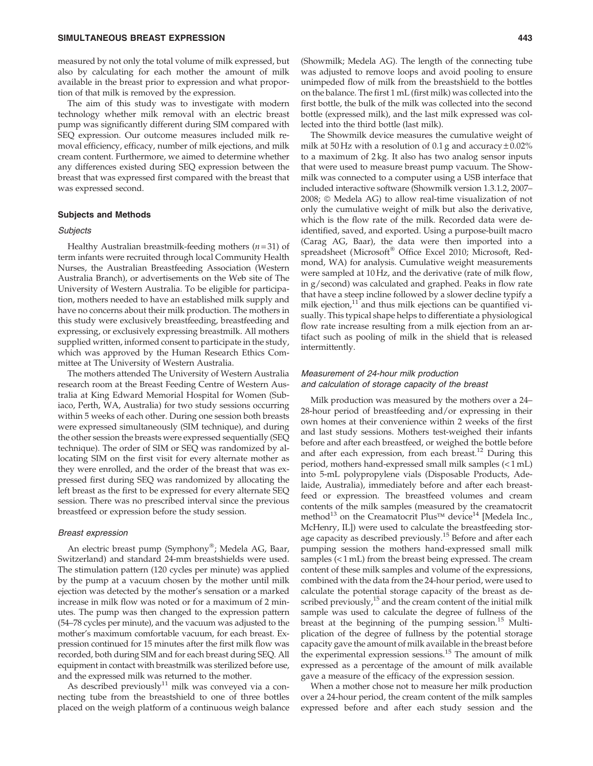measured by not only the total volume of milk expressed, but also by calculating for each mother the amount of milk available in the breast prior to expression and what proportion of that milk is removed by the expression.

The aim of this study was to investigate with modern technology whether milk removal with an electric breast pump was significantly different during SIM compared with SEQ expression. Our outcome measures included milk removal efficiency, efficacy, number of milk ejections, and milk cream content. Furthermore, we aimed to determine whether any differences existed during SEQ expression between the breast that was expressed first compared with the breast that was expressed second.

## Subjects and Methods

### *Subjects*

Healthy Australian breastmilk-feeding mothers ($n = 31$) of term infants were recruited through local Community Health Nurses, the Australian Breastfeeding Association (Western Australia Branch), or advertisements on the Web site of The University of Western Australia. To be eligible for participation, mothers needed to have an established milk supply and have no concerns about their milk production. The mothers in this study were exclusively breastfeeding, breastfeeding and expressing, or exclusively expressing breastmilk. All mothers supplied written, informed consent to participate in the study, which was approved by the Human Research Ethics Committee at The University of Western Australia.

The mothers attended The University of Western Australia research room at the Breast Feeding Centre of Western Australia at King Edward Memorial Hospital for Women (Subiaco, Perth, WA, Australia) for two study sessions occurring within 5 weeks of each other. During one session both breasts were expressed simultaneously (SIM technique), and during the other session the breasts were expressed sequentially (SEQ technique). The order of SIM or SEQ was randomized by allocating SIM on the first visit for every alternate mother as they were enrolled, and the order of the breast that was expressed first during SEQ was randomized by allocating the left breast as the first to be expressed for every alternate SEQ session. There was no prescribed interval since the previous breastfeed or expression before the study session.

### *Breast expression*

An electric breast pump (Symphony®; Medela AG, Baar, Switzerland) and standard 24-mm breastshields were used. The stimulation pattern (120 cycles per minute) was applied by the pump at a vacuum chosen by the mother until milk ejection was detected by the mother's sensation or a marked increase in milk flow was noted or for a maximum of 2 minutes. The pump was then changed to the expression pattern (54–78 cycles per minute), and the vacuum was adjusted to the mother's maximum comfortable vacuum, for each breast. Expression continued for 15 minutes after the first milk flow was recorded, both during SIM and for each breast during SEQ. All equipment in contact with breastmilk was sterilized before use, and the expressed milk was returned to the mother.

As described previously[11] milk was conveyed via a connecting tube from the breastshield to one of three bottles placed on the weigh platform of a continuous weigh balance (Showmilk; Medela AG). The length of the connecting tube was adjusted to remove loops and avoid pooling to ensure unimpeded flow of milk from the breastshield to the bottles on the balance. The first 1 mL (first milk) was collected into the first bottle, the bulk of the milk was collected into the second bottle (expressed milk), and the last milk expressed was collected into the third bottle (last milk).

The Showmilk device measures the cumulative weight of milk at 50 Hz with a resolution of 0.1 g and accuracy ± 0.02% to a maximum of 2 kg. It also has two analog sensor inputs that were used to measure breast pump vacuum. The Showmilk was connected to a computer using a USB interface that included interactive software (Showmilk version 1.3.1.2, 2007–2008; © Medela AG) to allow real-time visualization of not only the cumulative weight of milk but also the derivative, which is the flow rate of the milk. Recorded data were deidentified, saved, and exported. Using a purpose-built macro (Carag AG, Baar), the data were then imported into a spreadsheet (Microsoft® Office Excel 2010; Microsoft, Redmond, WA) for analysis. Cumulative weight measurements were sampled at 10 Hz, and the derivative (rate of milk flow, in g/second) was calculated and graphed. Peaks in flow rate that have a steep incline followed by a slower decline typify a milk ejection,[11] and thus milk ejections can be quantified visually. This typical shape helps to differentiate a physiological flow rate increase resulting from a milk ejection from an artifact such as pooling of milk in the shield that is released intermittently.

### *Measurement of 24-hour milk production and calculation of storage capacity of the breast*

Milk production was measured by the mothers over a 24–28-hour period of breastfeeding and/or expressing in their own homes at their convenience within 2 weeks of the first and last study sessions. Mothers test-weighed their infants before and after each breastfeed, or weighed the bottle before and after each expression, from each breast.[12] During this period, mothers hand-expressed small milk samples (< 1 mL) into 5-mL polypropylene vials (Disposable Products, Adelaide, Australia), immediately before and after each breastfeed or expression. The breastfeed volumes and cream contents of the milk samples (measured by the creamatocrit method[13] on the Creamatocrit Plus™ device[14] [Medela Inc., McHenry, IL]) were used to calculate the breastfeeding storage capacity as described previously.[15] Before and after each pumping session the mothers hand-expressed small milk samples (< 1 mL) from the breast being expressed. The cream content of these milk samples and volume of the expressions, combined with the data from the 24-hour period, were used to calculate the potential storage capacity of the breast as described previously,[15] and the cream content of the initial milk sample was used to calculate the degree of fullness of the breast at the beginning of the pumping session.[15] Multiplication of the degree of fullness by the potential storage capacity gave the amount of milk available in the breast before the experimental expression sessions.[15] The amount of milk expressed as a percentage of the amount of milk available gave a measure of the efficacy of the expression session.

When a mother chose not to measure her milk production over a 24-hour period, the cream content of the milk samples expressed before and after each study session and the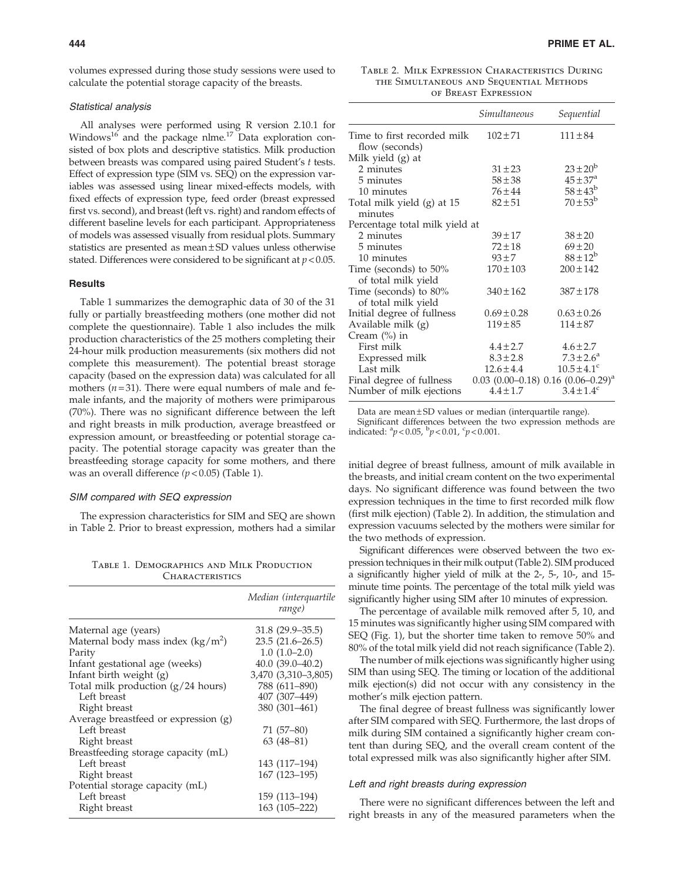volumes expressed during those study sessions were used to calculate the potential storage capacity of the breasts.

### *Statistical analysis*

All analyses were performed using R version 2.10.1 for Windows[16] and the package nlme.[17] Data exploration consisted of box plots and descriptive statistics. Milk production between breasts was compared using paired Student's *t* tests. Effect of expression type (SIM vs. SEQ) on the expression variables was assessed using linear mixed-effects models, with fixed effects of expression type, feed order (breast expressed first vs. second), and breast (left vs. right) and random effects of different baseline levels for each participant. Appropriateness of models was assessed visually from residual plots. Summary statistics are presented as mean±SD values unless otherwise stated. Differences were considered to be significant at $p<0.05$.

## Results

Table 1 summarizes the demographic data of 30 of the 31 fully or partially breastfeeding mothers (one mother did not complete the questionnaire). Table 1 also includes the milk production characteristics of the 25 mothers completing their 24-hour milk production measurements (six mothers did not complete this measurement). The potential breast storage capacity (based on the expression data) was calculated for all mothers ($n=31$). There were equal numbers of male and female infants, and the majority of mothers were primiparous (70%). There was no significant difference between the left and right breasts in milk production, average breastfeed or expression amount, or breastfeeding or potential storage capacity. The potential storage capacity was greater than the breastfeeding storage capacity for some mothers, and there was an overall difference ($p<0.05$) (Table 1).

### *SIM compared with SEQ expression*

The expression characteristics for SIM and SEQ are shown in Table 2. Prior to breast expression, mothers had a similar initial degree of breast fullness, amount of milk available in the breasts, and initial cream content on the two experimental days. No significant difference was found between the two expression techniques in the time to first recorded milk flow (first milk ejection) (Table 2). In addition, the stimulation and expression vacuums selected by the mothers were similar for the two methods of expression.

Significant differences were observed between the two expression techniques in their milk output (Table 2). SIM produced a significantly higher yield of milk at the 2-, 5-, 10-, and 15-minute time points. The percentage of the total milk yield was significantly higher using SIM after 10 minutes of expression.

The percentage of available milk removed after 5, 10, and 15 minutes was significantly higher using SIM compared with SEQ (Fig. 1), but the shorter time taken to remove 50% and 80% of the total milk yield did not reach significance (Table 2).

The number of milk ejections was significantly higher using SIM than using SEQ. The timing or location of the additional milk ejection(s) did not occur with any consistency in the mother's milk ejection pattern.

The final degree of breast fullness was significantly lower after SIM compared with SEQ. Furthermore, the last drops of milk during SIM contained a significantly higher cream content than during SEQ, and the overall cream content of the total expressed milk was also significantly higher after SIM.

### *Left and right breasts during expression*

There were no significant differences between the left and right breasts in any of the measured parameters when the

Table 1. Demographics and Milk Production Characteristics

| | Median (interquartile range) |
|---|---|
| Maternal age (years) | 31.8 (29.9–35.5) |
| Maternal body mass index (kg/m$^2$) | 23.5 (21.6–26.5) |
| Parity | 1.0 (1.0–2.0) |
| Infant gestational age (weeks) | 40.0 (39.0–40.2) |
| Infant birth weight (g) | 3,470 (3,310–3,805) |
| Total milk production (g/24 hours) | 788 (611–890) |
| Left breast | 407 (307–449) |
| Right breast | 380 (301–461) |
| Average breastfeed or expression (g) | |
| Left breast | 71 (57–80) |
| Right breast | 63 (48–81) |
| Breastfeeding storage capacity (mL) | |
| Left breast | 143 (117–194) |
| Right breast | 167 (123–195) |
| Potential storage capacity (mL) | |
| Left breast | 159 (113–194) |
| Right breast | 163 (105–222) |

Table 2. Milk Expression Characteristics During the Simultaneous and Sequential Methods of Breast Expression

| | Simultaneous | Sequential |
|---|---|---|
| Time to first recorded milk flow (seconds) | 102±71 | 111±84 |
| Milk yield (g) at | | |
| 2 minutes | 31±23 | 23±20[b] |
| 5 minutes | 58±38 | 45±37[a] |
| 10 minutes | 76±44 | 58±43[b] |
| Total milk yield (g) at 15 minutes | 82±51 | 70±53[b] |
| Percentage total milk yield at | | |
| 2 minutes | 39±17 | 38±20 |
| 5 minutes | 72±18 | 69±20 |
| 10 minutes | 93±7 | 88±12[b] |
| Time (seconds) to 50% of total milk yield | 170±103 | 200±142 |
| Time (seconds) to 80% of total milk yield | 340±162 | 387±178 |
| Initial degree of fullness | 0.69±0.28 | 0.63±0.26 |
| Available milk (g) | 119±85 | 114±87 |
| Cream (%) in | | |
| First milk | 4.4±2.7 | 4.6±2.7 |
| Expressed milk | 8.3±2.8 | 7.3±2.6[a] |
| Last milk | 12.6±4.4 | 10.5±4.1[c] |
| Final degree of fullness | 0.03 (0.00–0.18) | 0.16 (0.06–0.29)[a] |
| Number of milk ejections | 4.4±1.7 | 3.4±1.4[c] |

Data are mean±SD values or median (interquartile range).
Significant differences between the two expression methods are indicated: [a]$p<0.05$, [b]$p<0.01$, [c]$p<0.001$.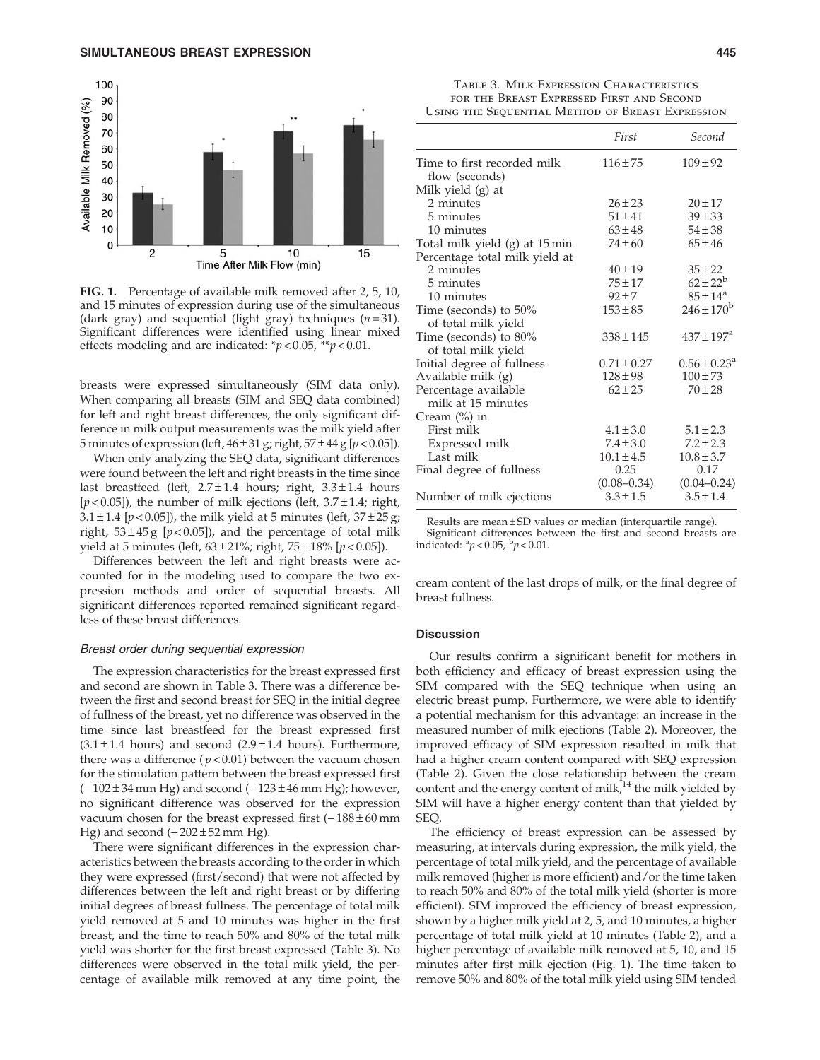100
90
80
70
60
50
40
30
20
10
0

Available Milk Removed (%)

2 5 10 15

Time After Milk Flow (min)

*
**
*

**FIG. 1.** Percentage of available milk removed after 2, 5, 10, and 15 minutes of expression during use of the simultaneous (dark gray) and sequential (light gray) techniques ($n = 31$). Significant differences were identified using linear mixed effects modeling and are indicated: *$p < 0.05$, **$p < 0.01$.

breasts were expressed simultaneously (SIM data only). When comparing all breasts (SIM and SEQ data combined) for left and right breast differences, the only significant difference in milk output measurements was the milk yield after 5 minutes of expression (left, 46 ± 31 g; right, 57 ± 44 g [$p < 0.05$]).

When only analyzing the SEQ data, significant differences were found between the left and right breasts in the time since last breastfeed (left, 2.7 ± 1.4 hours; right, 3.3 ± 1.4 hours [$p < 0.05$]), the number of milk ejections (left, 3.7 ± 1.4; right, 3.1 ± 1.4 [$p < 0.05$]), the milk yield at 5 minutes (left, 37 ± 25 g; right, 53 ± 45 g [$p < 0.05$]), and the percentage of total milk yield at 5 minutes (left, 63 ± 21%; right, 75 ± 18% [$p < 0.05$]).

Differences between the left and right breasts were accounted for in the modeling used to compare the two expression methods and order of sequential breasts. All significant differences reported remained significant regardless of these breast differences.

### *Breast order during sequential expression*

The expression characteristics for the breast expressed first and second are shown in Table 3. There was a difference between the first and second breast for SEQ in the initial degree of fullness of the breast, yet no difference was observed in the time since last breastfeed for the breast expressed first (3.1 ± 1.4 hours) and second (2.9 ± 1.4 hours). Furthermore, there was a difference ($p < 0.01$) between the vacuum chosen for the stimulation pattern between the breast expressed first (−102 ± 34 mm Hg) and second (−123 ± 46 mm Hg); however, no significant difference was observed for the expression vacuum chosen for the breast expressed first (−188 ± 60 mm Hg) and second (−202 ± 52 mm Hg).

There were significant differences in the expression characteristics between the breasts according to the order in which they were expressed (first/second) that were not affected by differences between the left and right breast or by differing initial degrees of breast fullness. The percentage of total milk yield removed at 5 and 10 minutes was higher in the first breast, and the time to reach 50% and 80% of the total milk yield was shorter for the first breast expressed (Table 3). No differences were observed in the total milk yield, the percentage of available milk removed at any time point, the cream content of the last drops of milk, or the final degree of breast fullness.

Table 3. Milk Expression Characteristics for the Breast Expressed First and Second Using the Sequential Method of Breast Expression

| | First | Second |
|---|---|---|
| Time to first recorded milk flow (seconds) | 116 ± 75 | 109 ± 92 |
| Milk yield (g) at | | |
| 2 minutes | 26 ± 23 | 20 ± 17 |
| 5 minutes | 51 ± 41 | 39 ± 33 |
| 10 minutes | 63 ± 48 | 54 ± 38 |
| Total milk yield (g) at 15 min | 74 ± 60 | 65 ± 46 |
| Percentage total milk yield at | | |
| 2 minutes | 40 ± 19 | 35 ± 22 |
| 5 minutes | 75 ± 17 | 62 ± 22[b] |
| 10 minutes | 92 ± 7 | 85 ± 14[a] |
| Time (seconds) to 50% of total milk yield | 153 ± 85 | 246 ± 170[b] |
| Time (seconds) to 80% of total milk yield | 338 ± 145 | 437 ± 197[a] |
| Initial degree of fullness | 0.71 ± 0.27 | 0.56 ± 0.23[a] |
| Available milk (g) | 128 ± 98 | 100 ± 73 |
| Percentage available milk at 15 minutes | 62 ± 25 | 70 ± 28 |
| Cream (%) in | | |
| First milk | 4.1 ± 3.0 | 5.1 ± 2.3 |
| Expressed milk | 7.4 ± 3.0 | 7.2 ± 2.3 |
| Last milk | 10.1 ± 4.5 | 10.8 ± 3.7 |
| Final degree of fullness | 0.25 (0.08–0.34) | 0.17 (0.04–0.24) |
| Number of milk ejections | 3.3 ± 1.5 | 3.5 ± 1.4 |

Results are mean ± SD values or median (interquartile range).
Significant differences between the first and second breasts are indicated: [a]$p < 0.05$, [b]$p < 0.01$.

## Discussion

Our results confirm a significant benefit for mothers in both efficiency and efficacy of breast expression using the SIM compared with the SEQ technique when using an electric breast pump. Furthermore, we were able to identify a potential mechanism for this advantage: an increase in the measured number of milk ejections (Table 2). Moreover, the improved efficacy of SIM expression resulted in milk that had a higher cream content compared with SEQ expression (Table 2). Given the close relationship between the cream content and the energy content of milk,[14] the milk yielded by SIM will have a higher energy content than that yielded by SEQ.

The efficiency of breast expression can be assessed by measuring, at intervals during expression, the milk yield, the percentage of total milk yield, and the percentage of available milk removed (higher is more efficient) and/or the time taken to reach 50% and 80% of the total milk yield (shorter is more efficient). SIM improved the efficiency of breast expression, shown by a higher milk yield at 2, 5, and 10 minutes, a higher percentage of total milk yield at 10 minutes (Table 2), and a higher percentage of available milk removed at 5, 10, and 15 minutes after first milk ejection (Fig. 1). The time taken to remove 50% and 80% of the total milk yield using SIM tended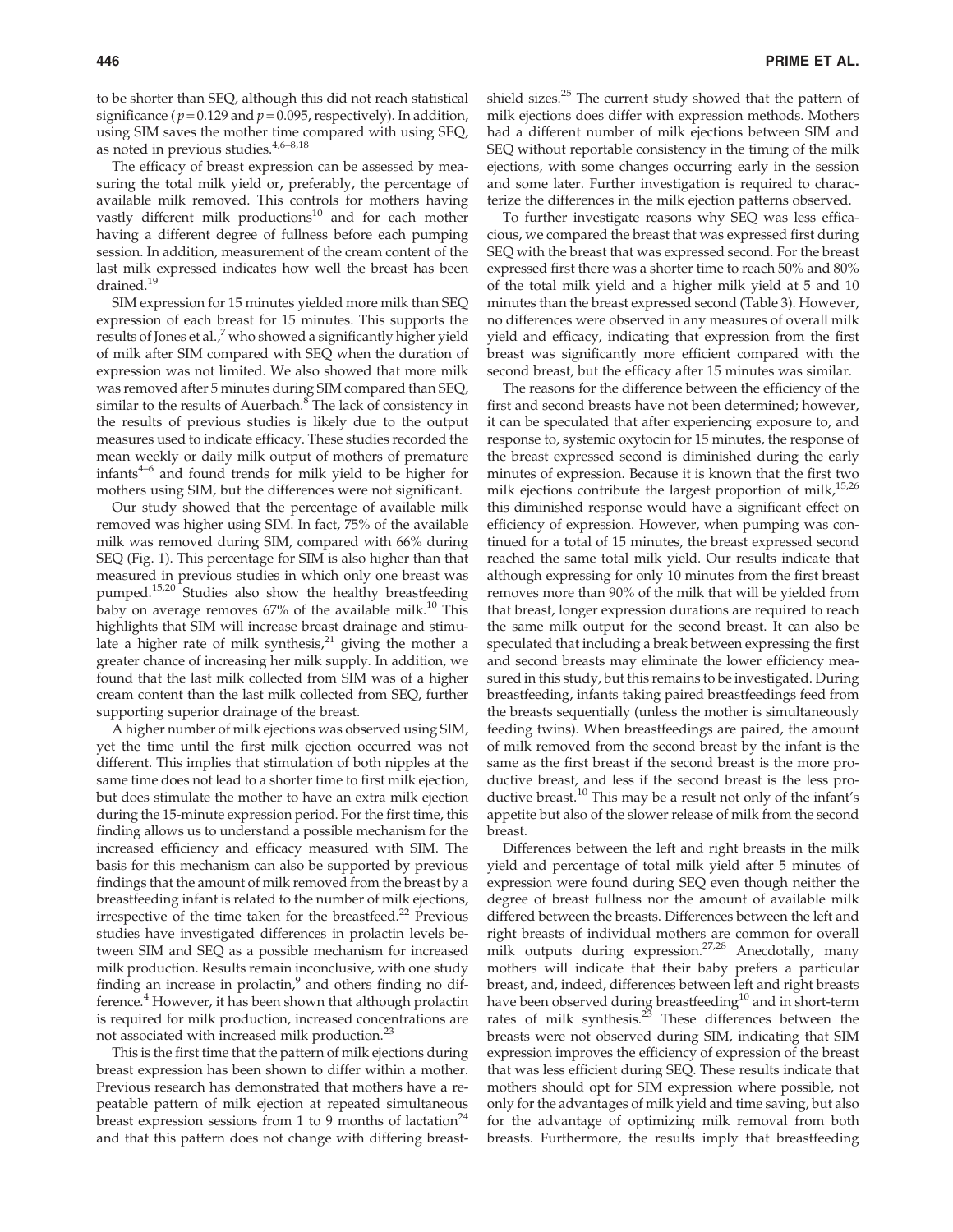to be shorter than SEQ, although this did not reach statistical significance ($p = 0.129$ and $p = 0.095$, respectively). In addition, using SIM saves the mother time compared with using SEQ, as noted in previous studies.[4,6–8,18]

The efficacy of breast expression can be assessed by measuring the total milk yield or, preferably, the percentage of available milk removed. This controls for mothers having vastly different milk productions[10] and for each mother having a different degree of fullness before each pumping session. In addition, measurement of the cream content of the last milk expressed indicates how well the breast has been drained.[19]

SIM expression for 15 minutes yielded more milk than SEQ expression of each breast for 15 minutes. This supports the results of Jones et al.,[7] who showed a significantly higher yield of milk after SIM compared with SEQ when the duration of expression was not limited. We also showed that more milk was removed after 5 minutes during SIM compared than SEQ, similar to the results of Auerbach.[8] The lack of consistency in the results of previous studies is likely due to the output measures used to indicate efficacy. These studies recorded the mean weekly or daily milk output of mothers of premature infants[4–6] and found trends for milk yield to be higher for mothers using SIM, but the differences were not significant.

Our study showed that the percentage of available milk removed was higher using SIM. In fact, 75% of the available milk was removed during SIM, compared with 66% during SEQ (Fig. 1). This percentage for SIM is also higher than that measured in previous studies in which only one breast was pumped.[15,20] Studies also show the healthy breastfeeding baby on average removes 67% of the available milk.[10] This highlights that SIM will increase breast drainage and stimulate a higher rate of milk synthesis,[21] giving the mother a greater chance of increasing her milk supply. In addition, we found that the last milk collected from SIM was of a higher cream content than the last milk collected from SEQ, further supporting superior drainage of the breast.

A higher number of milk ejections was observed using SIM, yet the time until the first milk ejection occurred was not different. This implies that stimulation of both nipples at the same time does not lead to a shorter time to first milk ejection, but does stimulate the mother to have an extra milk ejection during the 15-minute expression period. For the first time, this finding allows us to understand a possible mechanism for the increased efficiency and efficacy measured with SIM. The basis for this mechanism can also be supported by previous findings that the amount of milk removed from the breast by a breastfeeding infant is related to the number of milk ejections, irrespective of the time taken for the breastfeed.[22] Previous studies have investigated differences in prolactin levels between SIM and SEQ as a possible mechanism for increased milk production. Results remain inconclusive, with one study finding an increase in prolactin,[9] and others finding no difference.[4] However, it has been shown that although prolactin is required for milk production, increased concentrations are not associated with increased milk production.[23]

This is the first time that the pattern of milk ejections during breast expression has been shown to differ within a mother. Previous research has demonstrated that mothers have a repeatable pattern of milk ejection at repeated simultaneous breast expression sessions from 1 to 9 months of lactation[24] and that this pattern does not change with differing breast-shield sizes.[25] The current study showed that the pattern of milk ejections does differ with expression methods. Mothers had a different number of milk ejections between SIM and SEQ without reportable consistency in the timing of the milk ejections, with some changes occurring early in the session and some later. Further investigation is required to characterize the differences in the milk ejection patterns observed.

To further investigate reasons why SEQ was less efficacious, we compared the breast that was expressed first during SEQ with the breast that was expressed second. For the breast expressed first there was a shorter time to reach 50% and 80% of the total milk yield and a higher milk yield at 5 and 10 minutes than the breast expressed second (Table 3). However, no differences were observed in any measures of overall milk yield and efficacy, indicating that expression from the first breast was significantly more efficient compared with the second breast, but the efficacy after 15 minutes was similar.

The reasons for the difference between the efficiency of the first and second breasts have not been determined; however, it can be speculated that after experiencing exposure to, and response to, systemic oxytocin for 15 minutes, the response of the breast expressed second is diminished during the early minutes of expression. Because it is known that the first two milk ejections contribute the largest proportion of milk,[15,26] this diminished response would have a significant effect on efficiency of expression. However, when pumping was continued for a total of 15 minutes, the breast expressed second reached the same total milk yield. Our results indicate that although expressing for only 10 minutes from the first breast removes more than 90% of the milk that will be yielded from that breast, longer expression durations are required to reach the same milk output for the second breast. It can also be speculated that including a break between expressing the first and second breasts may eliminate the lower efficiency measured in this study, but this remains to be investigated. During breastfeeding, infants taking paired breastfeedings feed from the breasts sequentially (unless the mother is simultaneously feeding twins). When breastfeedings are paired, the amount of milk removed from the second breast by the infant is the same as the first breast if the second breast is the more productive breast, and less if the second breast is the less productive breast.[10] This may be a result not only of the infant's appetite but also of the slower release of milk from the second breast.

Differences between the left and right breasts in the milk yield and percentage of total milk yield after 5 minutes of expression were found during SEQ even though neither the degree of breast fullness nor the amount of available milk differed between the breasts. Differences between the left and right breasts of individual mothers are common for overall milk outputs during expression.[27,28] Anecdotally, many mothers will indicate that their baby prefers a particular breast, and, indeed, differences between left and right breasts have been observed during breastfeeding[10] and in short-term rates of milk synthesis.[23] These differences between the breasts were not observed during SIM, indicating that SIM expression improves the efficiency of expression of the breast that was less efficient during SEQ. These results indicate that mothers should opt for SIM expression where possible, not only for the advantages of milk yield and time saving, but also for the advantage of optimizing milk removal from both breasts. Furthermore, the results imply that breastfeeding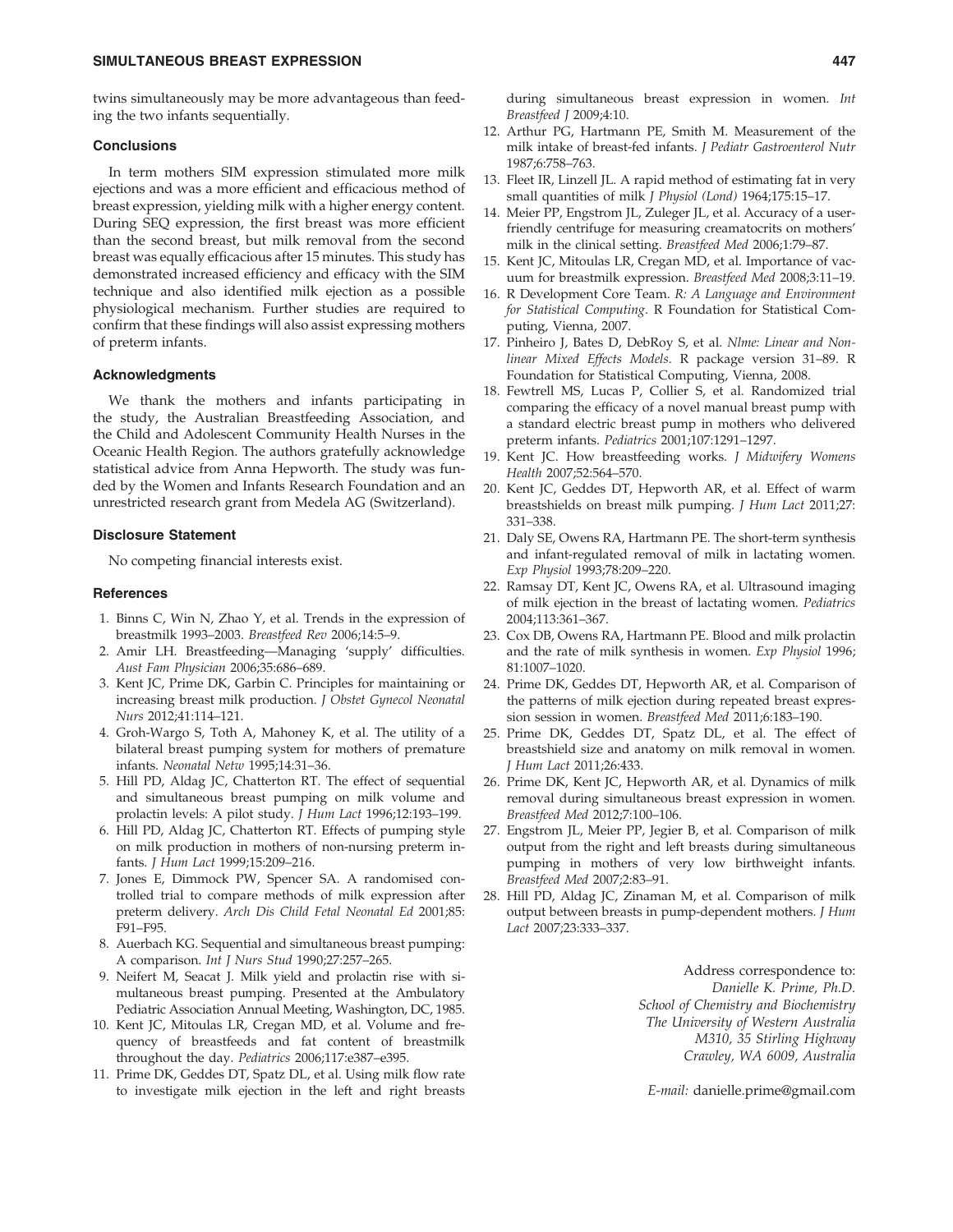twins simultaneously may be more advantageous than feeding the two infants sequentially.

### Conclusions

In term mothers SIM expression stimulated more milk ejections and was a more efficient and efficacious method of breast expression, yielding milk with a higher energy content. During SEQ expression, the first breast was more efficient than the second breast, but milk removal from the second breast was equally efficacious after 15 minutes. This study has demonstrated increased efficiency and efficacy with the SIM technique and also identified milk ejection as a possible physiological mechanism. Further studies are required to confirm that these findings will also assist expressing mothers of preterm infants.

### Acknowledgments

We thank the mothers and infants participating in the study, the Australian Breastfeeding Association, and the Child and Adolescent Community Health Nurses in the Oceanic Health Region. The authors gratefully acknowledge statistical advice from Anna Hepworth. The study was funded by the Women and Infants Research Foundation and an unrestricted research grant from Medela AG (Switzerland).

### Disclosure Statement

No competing financial interests exist.

### References

1. Binns C, Win N, Zhao Y, et al. Trends in the expression of breastmilk 1993–2003. *Breastfeed Rev* 2006;14:5–9.
2. Amir LH. Breastfeeding—Managing 'supply' difficulties. *Aust Fam Physician* 2006;35:686–689.
3. Kent JC, Prime DK, Garbin C. Principles for maintaining or increasing breast milk production. *J Obstet Gynecol Neonatal Nurs* 2012;41:114–121.
4. Groh-Wargo S, Toth A, Mahoney K, et al. The utility of a bilateral breast pumping system for mothers of premature infants. *Neonatal Netw* 1995;14:31–36.
5. Hill PD, Aldag JC, Chatterton RT. The effect of sequential and simultaneous breast pumping on milk volume and prolactin levels: A pilot study. *J Hum Lact* 1996;12:193–199.
6. Hill PD, Aldag JC, Chatterton RT. Effects of pumping style on milk production in mothers of non-nursing preterm infants. *J Hum Lact* 1999;15:209–216.
7. Jones E, Dimmock PW, Spencer SA. A randomised controlled trial to compare methods of milk expression after preterm delivery. *Arch Dis Child Fetal Neonatal Ed* 2001;85: F91–F95.
8. Auerbach KG. Sequential and simultaneous breast pumping: A comparison. *Int J Nurs Stud* 1990;27:257–265.
9. Neifert M, Seacat J. Milk yield and prolactin rise with simultaneous breast pumping. Presented at the Ambulatory Pediatric Association Annual Meeting, Washington, DC, 1985.
10. Kent JC, Mitoulas LR, Cregan MD, et al. Volume and frequency of breastfeeds and fat content of breastmilk throughout the day. *Pediatrics* 2006;117:e387–e395.
11. Prime DK, Geddes DT, Spatz DL, et al. Using milk flow rate to investigate milk ejection in the left and right breasts during simultaneous breast expression in women. *Int Breastfeed J* 2009;4:10.
12. Arthur PG, Hartmann PE, Smith M. Measurement of the milk intake of breast-fed infants. *J Pediatr Gastroenterol Nutr* 1987;6:758–763.
13. Fleet IR, Linzell JL. A rapid method of estimating fat in very small quantities of milk *J Physiol (Lond)* 1964;175:15–17.
14. Meier PP, Engstrom JL, Zuleger JL, et al. Accuracy of a user-friendly centrifuge for measuring creamatocrits on mothers' milk in the clinical setting. *Breastfeed Med* 2006;1:79–87.
15. Kent JC, Mitoulas LR, Cregan MD, et al. Importance of vacuum for breastmilk expression. *Breastfeed Med* 2008;3:11–19.
16. R Development Core Team. *R: A Language and Environment for Statistical Computing*. R Foundation for Statistical Computing, Vienna, 2007.
17. Pinheiro J, Bates D, DebRoy S, et al. *Nlme: Linear and Nonlinear Mixed Effects Models*. R package version 31–89. R Foundation for Statistical Computing, Vienna, 2008.
18. Fewtrell MS, Lucas P, Collier S, et al. Randomized trial comparing the efficacy of a novel manual breast pump with a standard electric breast pump in mothers who delivered preterm infants. *Pediatrics* 2001;107:1291–1297.
19. Kent JC. How breastfeeding works. *J Midwifery Womens Health* 2007;52:564–570.
20. Kent JC, Geddes DT, Hepworth AR, et al. Effect of warm breastshields on breast milk pumping. *J Hum Lact* 2011;27: 331–338.
21. Daly SE, Owens RA, Hartmann PE. The short-term synthesis and infant-regulated removal of milk in lactating women. *Exp Physiol* 1993;78:209–220.
22. Ramsay DT, Kent JC, Owens RA, et al. Ultrasound imaging of milk ejection in the breast of lactating women. *Pediatrics* 2004;113:361–367.
23. Cox DB, Owens RA, Hartmann PE. Blood and milk prolactin and the rate of milk synthesis in women. *Exp Physiol* 1996; 81:1007–1020.
24. Prime DK, Geddes DT, Hepworth AR, et al. Comparison of the patterns of milk ejection during repeated breast expression session in women. *Breastfeed Med* 2011;6:183–190.
25. Prime DK, Geddes DT, Spatz DL, et al. The effect of breastshield size and anatomy on milk removal in women. *J Hum Lact* 2011;26:433.
26. Prime DK, Kent JC, Hepworth AR, et al. Dynamics of milk removal during simultaneous breast expression in women. *Breastfeed Med* 2012;7:100–106.
27. Engstrom JL, Meier PP, Jegier B, et al. Comparison of milk output from the right and left breasts during simultaneous pumping in mothers of very low birthweight infants. *Breastfeed Med* 2007;2:83–91.
28. Hill PD, Aldag JC, Zinaman M, et al. Comparison of milk output between breasts in pump-dependent mothers. *J Hum Lact* 2007;23:333–337.

Address correspondence to:
*Danielle K. Prime, Ph.D.*
*School of Chemistry and Biochemistry*
*The University of Western Australia*
*M310, 35 Stirling Highway*
*Crawley, WA 6009, Australia*

*E-mail:* danielle.prime@gmail.com